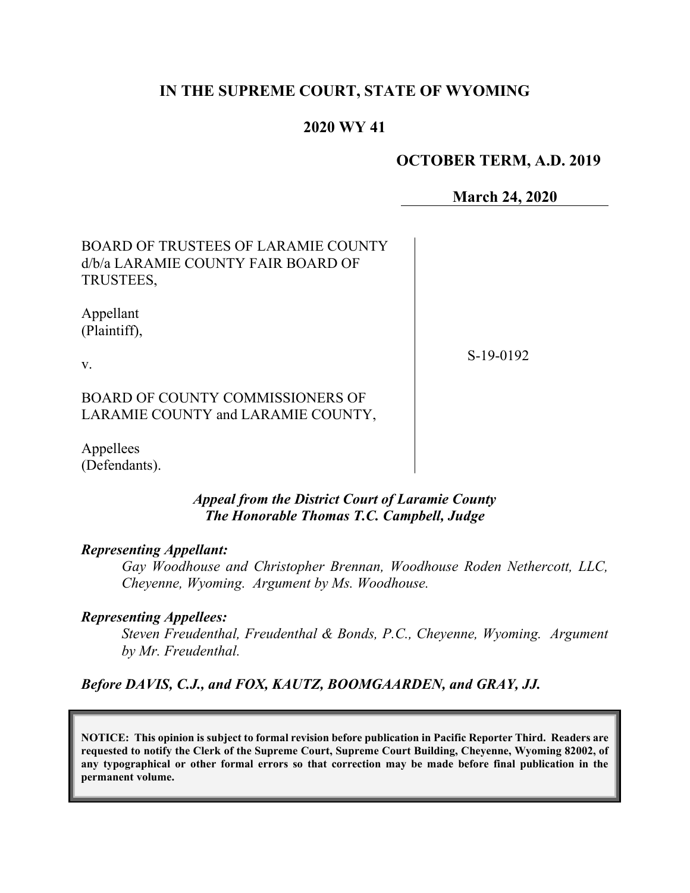# IN THE SUPREME COURT, STATE OF WYOMING

## 2020 WY 41

**OCTOBER TERM, A.D. 2019**

**March 24, 2020**

BOARD OF TRUSTEES OF LARAMIE COUNTY d/b/a LARAMIE COUNTY FAIR BOARD OF TRUSTEES,

Appellant (Plaintiff),

v.

BOARD OF COUNTY COMMISSIONERS OF LARAMIE COUNTY and LARAMIE COUNTY,

Appellees (Defendants).

S-19-0192

***Appeal from the District Court of Laramie County***
***The Honorable Thomas T.C. Campbell, Judge***

***Representing Appellant:***

*Gay Woodhouse and Christopher Brennan, Woodhouse Roden Nethercott, LLC, Cheyenne, Wyoming. Argument by Ms. Woodhouse.*

***Representing Appellees:***

*Steven Freudenthal, Freudenthal & Bonds, P.C., Cheyenne, Wyoming. Argument by Mr. Freudenthal.*

***Before DAVIS, C.J., and FOX, KAUTZ, BOOMGAARDEN, and GRAY, JJ.***

**NOTICE: This opinion is subject to formal revision before publication in Pacific Reporter Third. Readers are requested to notify the Clerk of the Supreme Court, Supreme Court Building, Cheyenne, Wyoming 82002, of any typographical or other formal errors so that correction may be made before final publication in the permanent volume.**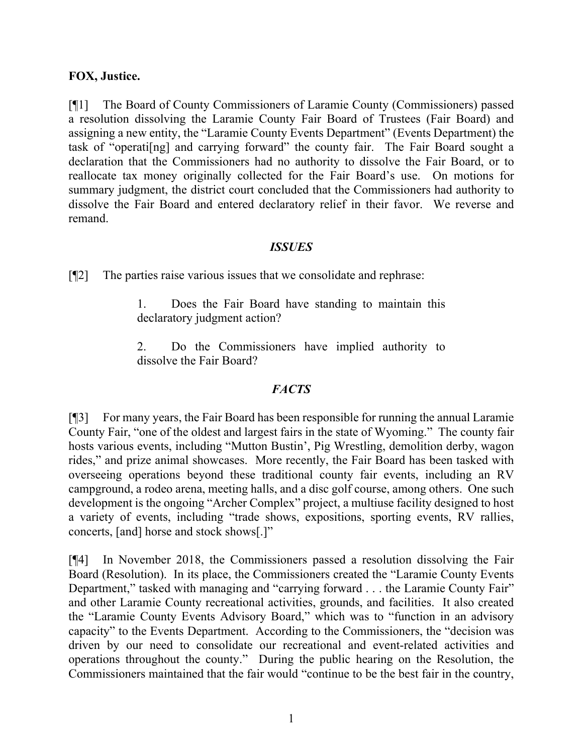**FOX, Justice.**

[¶1] The Board of County Commissioners of Laramie County (Commissioners) passed a resolution dissolving the Laramie County Fair Board of Trustees (Fair Board) and assigning a new entity, the "Laramie County Events Department" (Events Department) the task of "operati[ng] and carrying forward" the county fair. The Fair Board sought a declaration that the Commissioners had no authority to dissolve the Fair Board, or to reallocate tax money originally collected for the Fair Board's use. On motions for summary judgment, the district court concluded that the Commissioners had authority to dissolve the Fair Board and entered declaratory relief in their favor. We reverse and remand.

## *ISSUES*

[¶2] The parties raise various issues that we consolidate and rephrase:

> 1. Does the Fair Board have standing to maintain this declaratory judgment action?
>
> 2. Do the Commissioners have implied authority to dissolve the Fair Board?

## *FACTS*

[¶3] For many years, the Fair Board has been responsible for running the annual Laramie County Fair, "one of the oldest and largest fairs in the state of Wyoming." The county fair hosts various events, including "Mutton Bustin', Pig Wrestling, demolition derby, wagon rides," and prize animal showcases. More recently, the Fair Board has been tasked with overseeing operations beyond these traditional county fair events, including an RV campground, a rodeo arena, meeting halls, and a disc golf course, among others. One such development is the ongoing "Archer Complex" project, a multiuse facility designed to host a variety of events, including "trade shows, expositions, sporting events, RV rallies, concerts, [and] horse and stock shows[.]"

[¶4] In November 2018, the Commissioners passed a resolution dissolving the Fair Board (Resolution). In its place, the Commissioners created the "Laramie County Events Department," tasked with managing and "carrying forward . . . the Laramie County Fair" and other Laramie County recreational activities, grounds, and facilities. It also created the "Laramie County Events Advisory Board," which was to "function in an advisory capacity" to the Events Department. According to the Commissioners, the "decision was driven by our need to consolidate our recreational and event-related activities and operations throughout the county." During the public hearing on the Resolution, the Commissioners maintained that the fair would "continue to be the best fair in the country,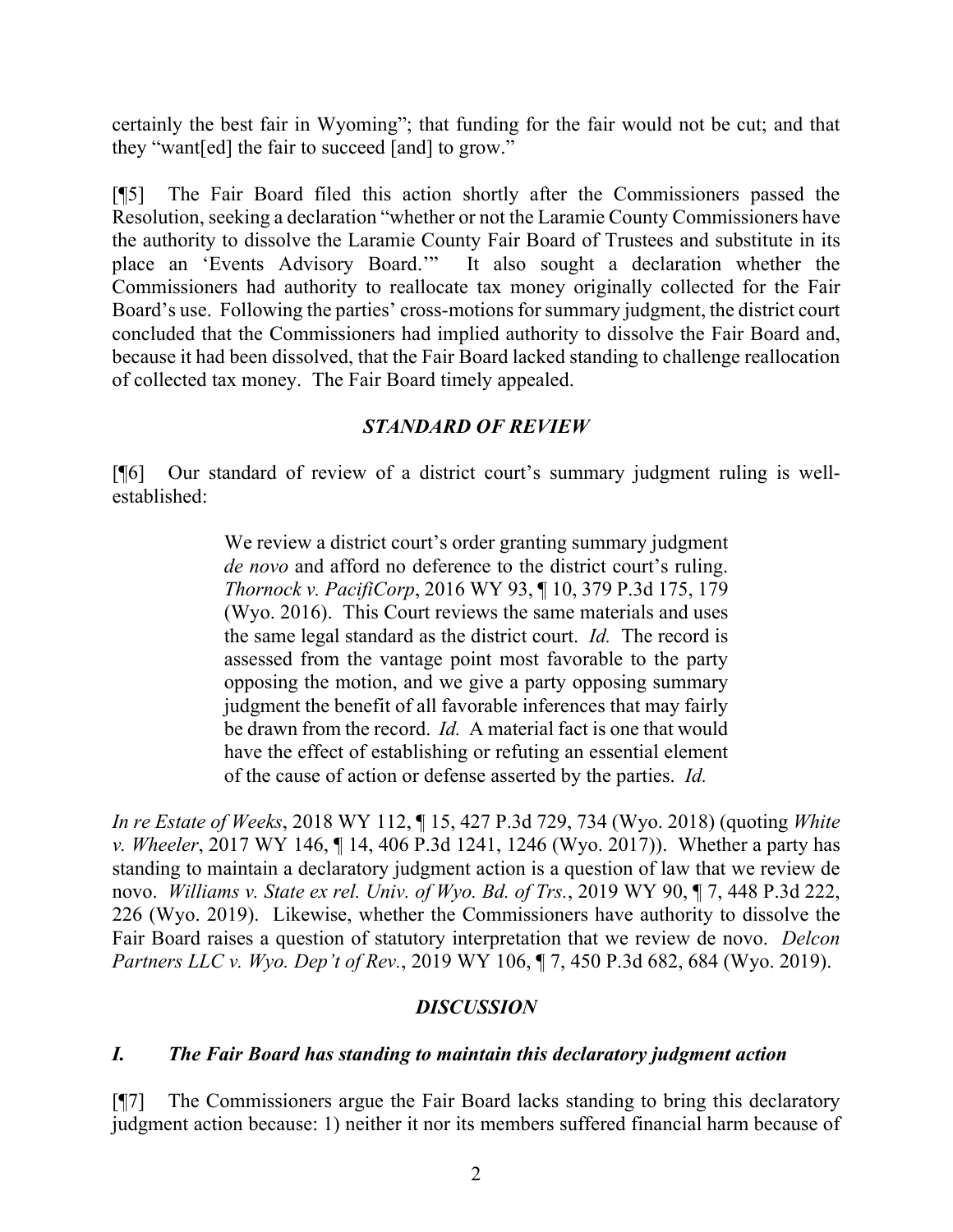certainly the best fair in Wyoming"; that funding for the fair would not be cut; and that they "want[ed] the fair to succeed [and] to grow."

[¶5] The Fair Board filed this action shortly after the Commissioners passed the Resolution, seeking a declaration "whether or not the Laramie County Commissioners have the authority to dissolve the Laramie County Fair Board of Trustees and substitute in its place an 'Events Advisory Board.'" It also sought a declaration whether the Commissioners had authority to reallocate tax money originally collected for the Fair Board's use. Following the parties' cross-motions for summary judgment, the district court concluded that the Commissioners had implied authority to dissolve the Fair Board and, because it had been dissolved, that the Fair Board lacked standing to challenge reallocation of collected tax money. The Fair Board timely appealed.

## *STANDARD OF REVIEW*

[¶6] Our standard of review of a district court's summary judgment ruling is well-established:

> We review a district court's order granting summary judgment *de novo* and afford no deference to the district court's ruling. *Thornock v. PacifiCorp*, 2016 WY 93, ¶ 10, 379 P.3d 175, 179 (Wyo. 2016). This Court reviews the same materials and uses the same legal standard as the district court. *Id.* The record is assessed from the vantage point most favorable to the party opposing the motion, and we give a party opposing summary judgment the benefit of all favorable inferences that may fairly be drawn from the record. *Id.* A material fact is one that would have the effect of establishing or refuting an essential element of the cause of action or defense asserted by the parties. *Id.*

*In re Estate of Weeks*, 2018 WY 112, ¶ 15, 427 P.3d 729, 734 (Wyo. 2018) (quoting *White v. Wheeler*, 2017 WY 146, ¶ 14, 406 P.3d 1241, 1246 (Wyo. 2017)). Whether a party has standing to maintain a declaratory judgment action is a question of law that we review de novo. *Williams v. State ex rel. Univ. of Wyo. Bd. of Trs.*, 2019 WY 90, ¶ 7, 448 P.3d 222, 226 (Wyo. 2019). Likewise, whether the Commissioners have authority to dissolve the Fair Board raises a question of statutory interpretation that we review de novo. *Delcon Partners LLC v. Wyo. Dep't of Rev.*, 2019 WY 106, ¶ 7, 450 P.3d 682, 684 (Wyo. 2019).

## *DISCUSSION*

### *I. The Fair Board has standing to maintain this declaratory judgment action*

[¶7] The Commissioners argue the Fair Board lacks standing to bring this declaratory judgment action because: 1) neither it nor its members suffered financial harm because of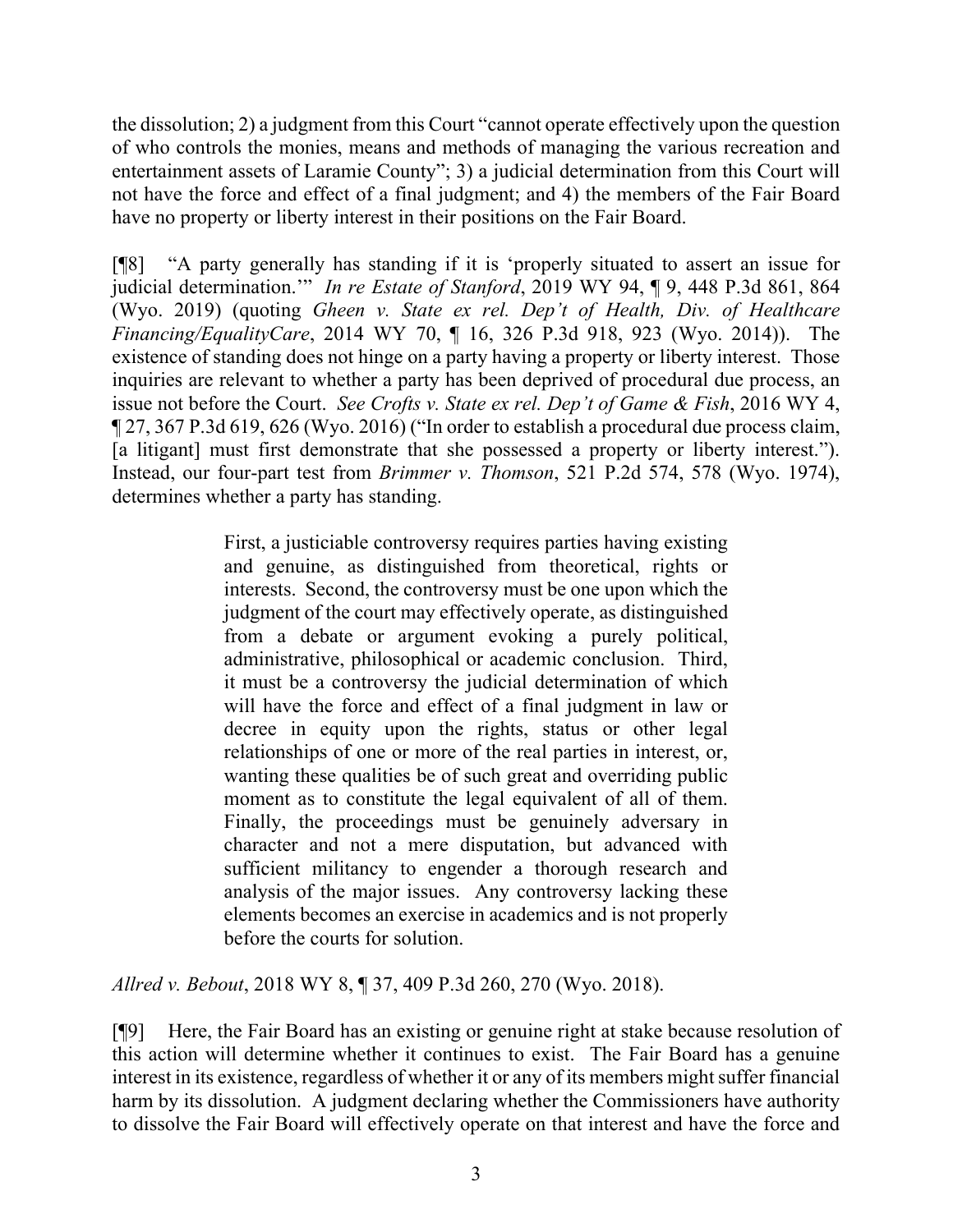the dissolution; 2) a judgment from this Court "cannot operate effectively upon the question of who controls the monies, means and methods of managing the various recreation and entertainment assets of Laramie County"; 3) a judicial determination from this Court will not have the force and effect of a final judgment; and 4) the members of the Fair Board have no property or liberty interest in their positions on the Fair Board.

[¶8] "A party generally has standing if it is 'properly situated to assert an issue for judicial determination.'" *In re Estate of Stanford*, 2019 WY 94, ¶ 9, 448 P.3d 861, 864 (Wyo. 2019) (quoting *Gheen v. State ex rel. Dep't of Health, Div. of Healthcare Financing/EqualityCare*, 2014 WY 70, ¶ 16, 326 P.3d 918, 923 (Wyo. 2014)). The existence of standing does not hinge on a party having a property or liberty interest. Those inquiries are relevant to whether a party has been deprived of procedural due process, an issue not before the Court. *See Crofts v. State ex rel. Dep't of Game & Fish*, 2016 WY 4, ¶ 27, 367 P.3d 619, 626 (Wyo. 2016) ("In order to establish a procedural due process claim, [a litigant] must first demonstrate that she possessed a property or liberty interest."). Instead, our four-part test from *Brimmer v. Thomson*, 521 P.2d 574, 578 (Wyo. 1974), determines whether a party has standing.

> First, a justiciable controversy requires parties having existing and genuine, as distinguished from theoretical, rights or interests. Second, the controversy must be one upon which the judgment of the court may effectively operate, as distinguished from a debate or argument evoking a purely political, administrative, philosophical or academic conclusion. Third, it must be a controversy the judicial determination of which will have the force and effect of a final judgment in law or decree in equity upon the rights, status or other legal relationships of one or more of the real parties in interest, or, wanting these qualities be of such great and overriding public moment as to constitute the legal equivalent of all of them. Finally, the proceedings must be genuinely adversary in character and not a mere disputation, but advanced with sufficient militancy to engender a thorough research and analysis of the major issues. Any controversy lacking these elements becomes an exercise in academics and is not properly before the courts for solution.

*Allred v. Bebout*, 2018 WY 8, ¶ 37, 409 P.3d 260, 270 (Wyo. 2018).

[¶9] Here, the Fair Board has an existing or genuine right at stake because resolution of this action will determine whether it continues to exist. The Fair Board has a genuine interest in its existence, regardless of whether it or any of its members might suffer financial harm by its dissolution. A judgment declaring whether the Commissioners have authority to dissolve the Fair Board will effectively operate on that interest and have the force and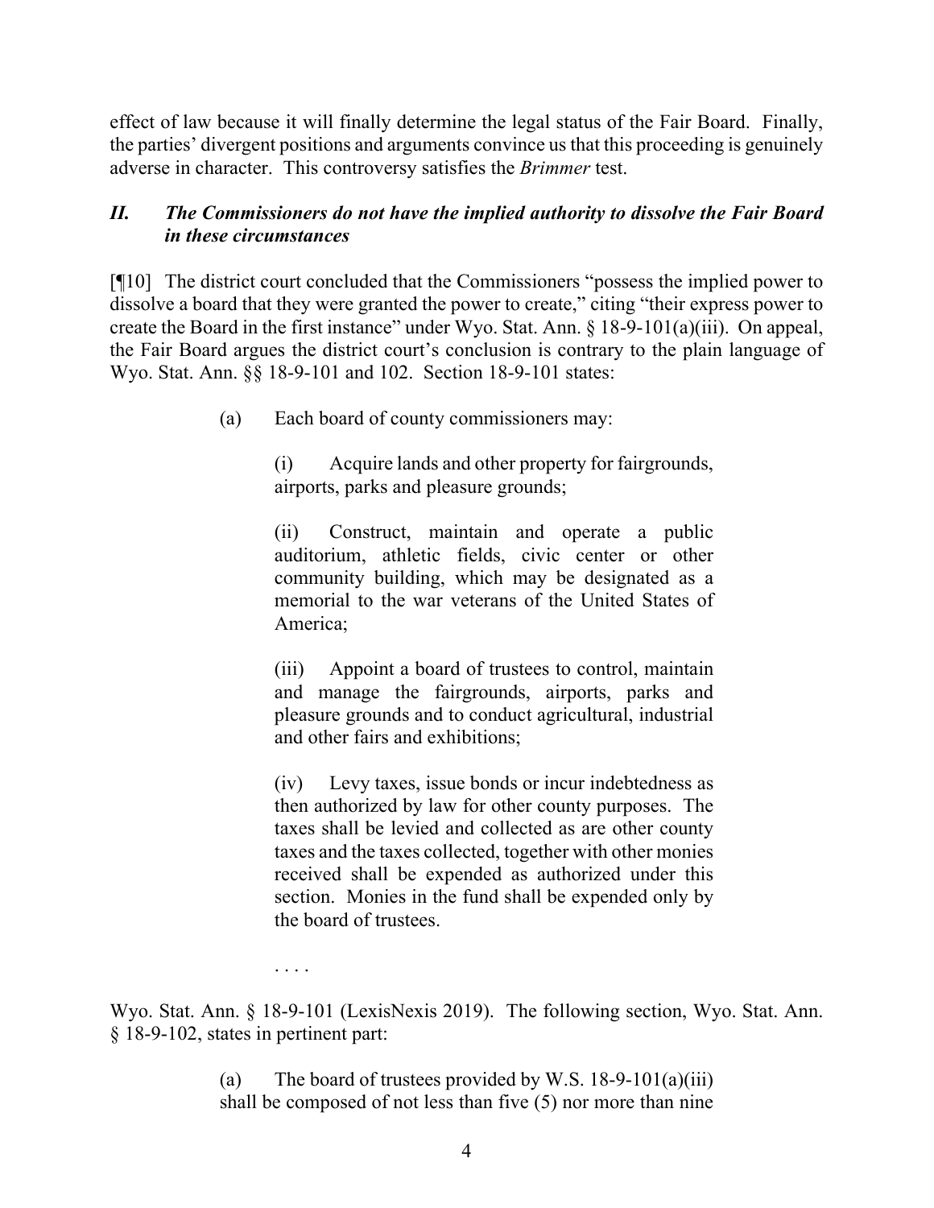effect of law because it will finally determine the legal status of the Fair Board. Finally, the parties' divergent positions and arguments convince us that this proceeding is genuinely adverse in character. This controversy satisfies the *Brimmer* test.

## *II. The Commissioners do not have the implied authority to dissolve the Fair Board in these circumstances*

[¶10] The district court concluded that the Commissioners "possess the implied power to dissolve a board that they were granted the power to create," citing "their express power to create the Board in the first instance" under Wyo. Stat. Ann. § 18-9-101(a)(iii). On appeal, the Fair Board argues the district court's conclusion is contrary to the plain language of Wyo. Stat. Ann. §§ 18-9-101 and 102. Section 18-9-101 states:

> (a) Each board of county commissioners may:
>
> (i) Acquire lands and other property for fairgrounds, airports, parks and pleasure grounds;
>
> (ii) Construct, maintain and operate a public auditorium, athletic fields, civic center or other community building, which may be designated as a memorial to the war veterans of the United States of America;
>
> (iii) Appoint a board of trustees to control, maintain and manage the fairgrounds, airports, parks and pleasure grounds and to conduct agricultural, industrial and other fairs and exhibitions;
>
> (iv) Levy taxes, issue bonds or incur indebtedness as then authorized by law for other county purposes. The taxes shall be levied and collected as are other county taxes and the taxes collected, together with other monies received shall be expended as authorized under this section. Monies in the fund shall be expended only by the board of trustees.
>
> . . . .

Wyo. Stat. Ann. § 18-9-101 (LexisNexis 2019). The following section, Wyo. Stat. Ann. § 18-9-102, states in pertinent part:

> (a) The board of trustees provided by W.S. 18-9-101(a)(iii) shall be composed of not less than five (5) nor more than nine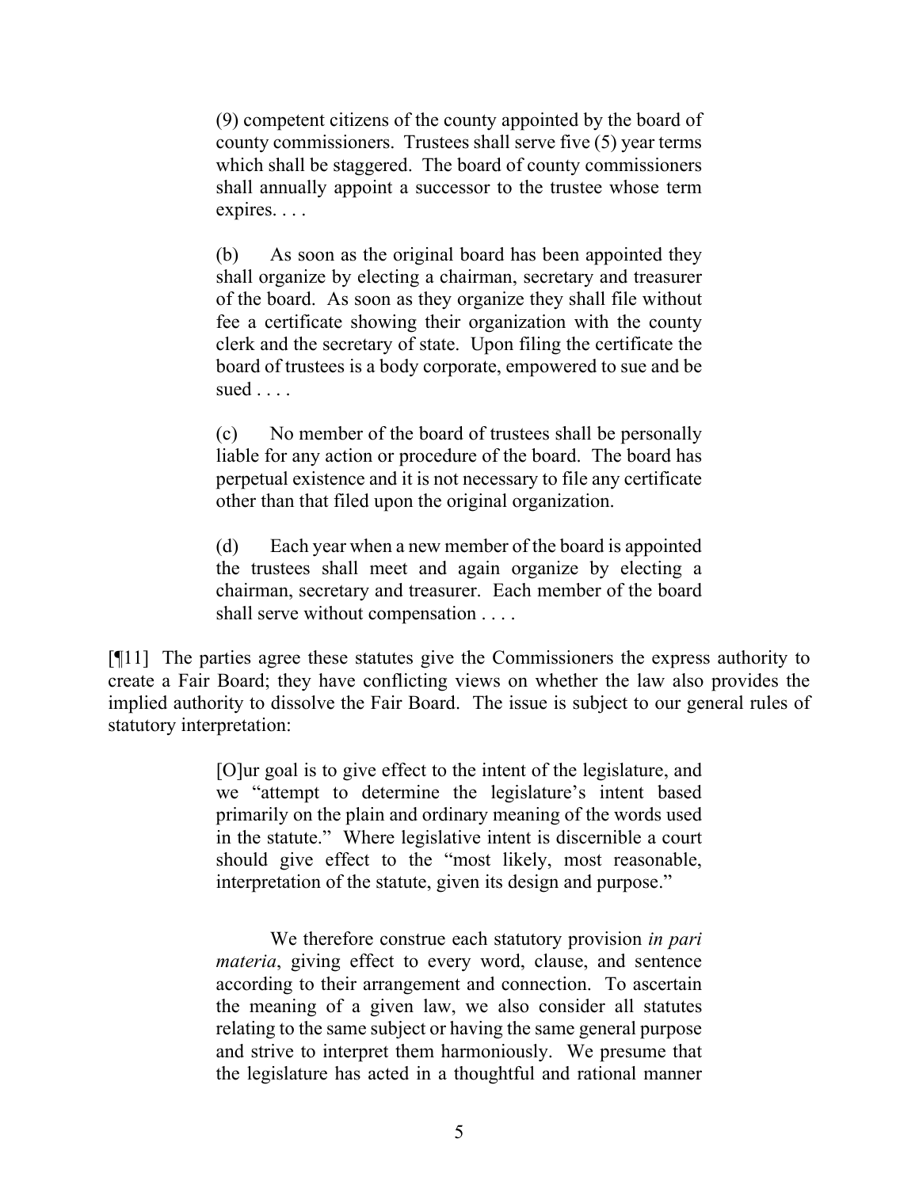> (9) competent citizens of the county appointed by the board of county commissioners. Trustees shall serve five (5) year terms which shall be staggered. The board of county commissioners shall annually appoint a successor to the trustee whose term expires. . . .
>
> (b) As soon as the original board has been appointed they shall organize by electing a chairman, secretary and treasurer of the board. As soon as they organize they shall file without fee a certificate showing their organization with the county clerk and the secretary of state. Upon filing the certificate the board of trustees is a body corporate, empowered to sue and be sued . . . .
>
> (c) No member of the board of trustees shall be personally liable for any action or procedure of the board. The board has perpetual existence and it is not necessary to file any certificate other than that filed upon the original organization.
>
> (d) Each year when a new member of the board is appointed the trustees shall meet and again organize by electing a chairman, secretary and treasurer. Each member of the board shall serve without compensation . . . .

[¶11] The parties agree these statutes give the Commissioners the express authority to create a Fair Board; they have conflicting views on whether the law also provides the implied authority to dissolve the Fair Board. The issue is subject to our general rules of statutory interpretation:

> [O]ur goal is to give effect to the intent of the legislature, and we "attempt to determine the legislature's intent based primarily on the plain and ordinary meaning of the words used in the statute." Where legislative intent is discernible a court should give effect to the "most likely, most reasonable, interpretation of the statute, given its design and purpose."
>
> We therefore construe each statutory provision *in pari materia*, giving effect to every word, clause, and sentence according to their arrangement and connection. To ascertain the meaning of a given law, we also consider all statutes relating to the same subject or having the same general purpose and strive to interpret them harmoniously. We presume that the legislature has acted in a thoughtful and rational manner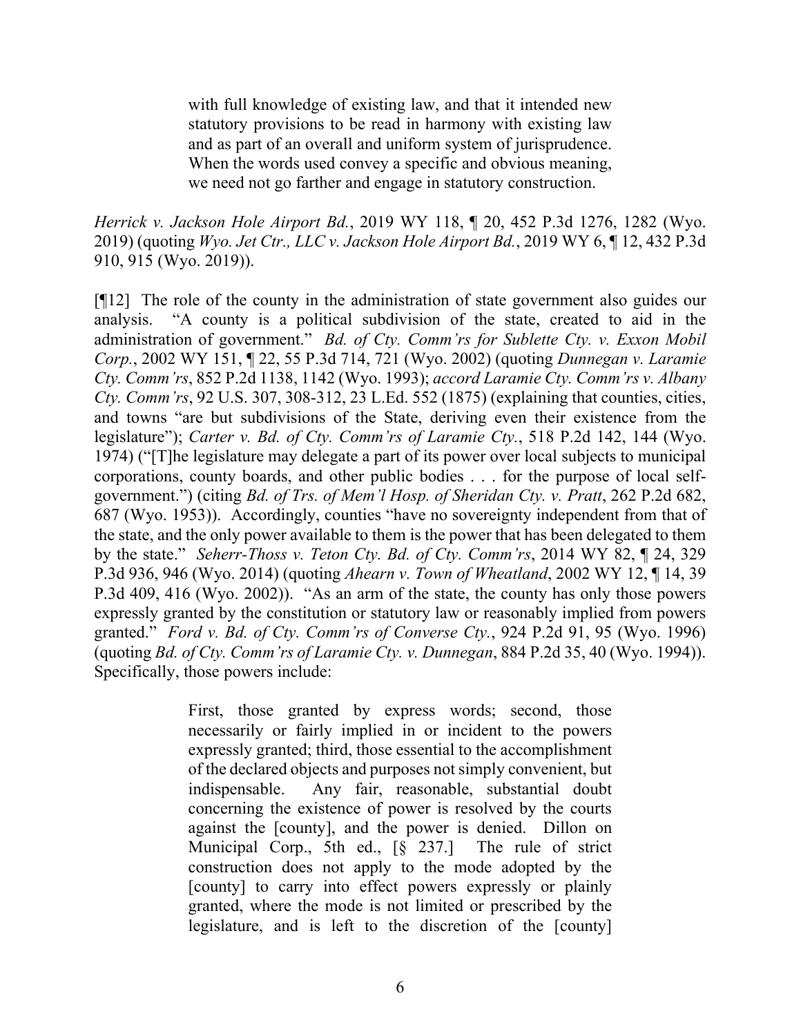> with full knowledge of existing law, and that it intended new statutory provisions to be read in harmony with existing law and as part of an overall and uniform system of jurisprudence. When the words used convey a specific and obvious meaning, we need not go farther and engage in statutory construction.

*Herrick v. Jackson Hole Airport Bd.*, 2019 WY 118, ¶ 20, 452 P.3d 1276, 1282 (Wyo. 2019) (quoting *Wyo. Jet Ctr., LLC v. Jackson Hole Airport Bd.*, 2019 WY 6, ¶ 12, 432 P.3d 910, 915 (Wyo. 2019)).

[¶12] The role of the county in the administration of state government also guides our analysis. "A county is a political subdivision of the state, created to aid in the administration of government." *Bd. of Cty. Comm'rs for Sublette Cty. v. Exxon Mobil Corp.*, 2002 WY 151, ¶ 22, 55 P.3d 714, 721 (Wyo. 2002) (quoting *Dunnegan v. Laramie Cty. Comm'rs*, 852 P.2d 1138, 1142 (Wyo. 1993); *accord Laramie Cty. Comm'rs v. Albany Cty. Comm'rs*, 92 U.S. 307, 308-312, 23 L.Ed. 552 (1875) (explaining that counties, cities, and towns "are but subdivisions of the State, deriving even their existence from the legislature"); *Carter v. Bd. of Cty. Comm'rs of Laramie Cty.*, 518 P.2d 142, 144 (Wyo. 1974) ("[T]he legislature may delegate a part of its power over local subjects to municipal corporations, county boards, and other public bodies . . . for the purpose of local self-government.") (citing *Bd. of Trs. of Mem'l Hosp. of Sheridan Cty. v. Pratt*, 262 P.2d 682, 687 (Wyo. 1953)). Accordingly, counties "have no sovereignty independent from that of the state, and the only power available to them is the power that has been delegated to them by the state." *Seherr-Thoss v. Teton Cty. Bd. of Cty. Comm'rs*, 2014 WY 82, ¶ 24, 329 P.3d 936, 946 (Wyo. 2014) (quoting *Ahearn v. Town of Wheatland*, 2002 WY 12, ¶ 14, 39 P.3d 409, 416 (Wyo. 2002)). "As an arm of the state, the county has only those powers expressly granted by the constitution or statutory law or reasonably implied from powers granted." *Ford v. Bd. of Cty. Comm'rs of Converse Cty.*, 924 P.2d 91, 95 (Wyo. 1996) (quoting *Bd. of Cty. Comm'rs of Laramie Cty. v. Dunnegan*, 884 P.2d 35, 40 (Wyo. 1994)). Specifically, those powers include:

> First, those granted by express words; second, those necessarily or fairly implied in or incident to the powers expressly granted; third, those essential to the accomplishment of the declared objects and purposes not simply convenient, but indispensable. Any fair, reasonable, substantial doubt concerning the existence of power is resolved by the courts against the [county], and the power is denied. Dillon on Municipal Corp., 5th ed., [§ 237.] The rule of strict construction does not apply to the mode adopted by the [county] to carry into effect powers expressly or plainly granted, where the mode is not limited or prescribed by the legislature, and is left to the discretion of the [county]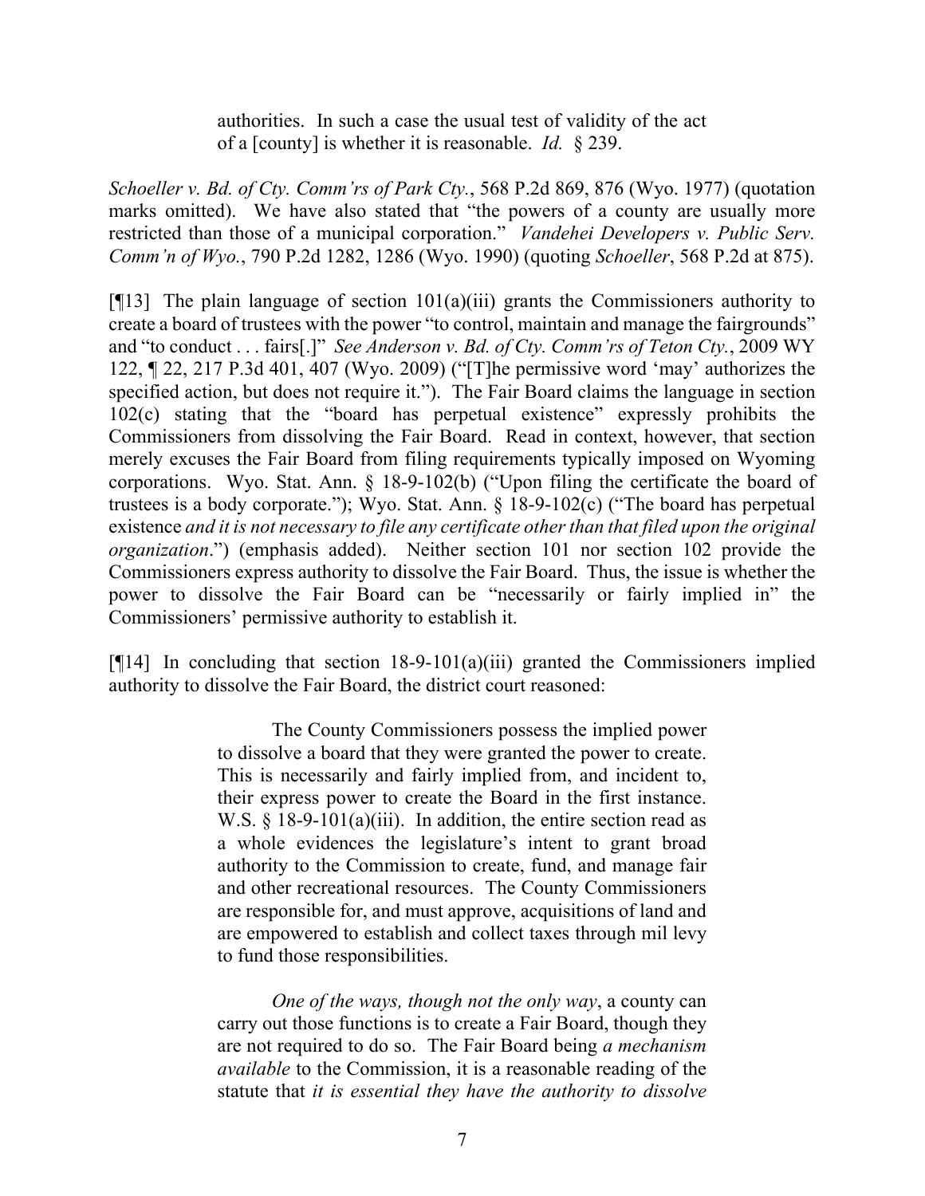> authorities. In such a case the usual test of validity of the act of a [county] is whether it is reasonable. *Id.* § 239.

*Schoeller v. Bd. of Cty. Comm'rs of Park Cty.*, 568 P.2d 869, 876 (Wyo. 1977) (quotation marks omitted). We have also stated that "the powers of a county are usually more restricted than those of a municipal corporation." *Vandehei Developers v. Public Serv. Comm'n of Wyo.*, 790 P.2d 1282, 1286 (Wyo. 1990) (quoting *Schoeller*, 568 P.2d at 875).

[¶13] The plain language of section 101(a)(iii) grants the Commissioners authority to create a board of trustees with the power "to control, maintain and manage the fairgrounds" and "to conduct . . . fairs[.]" *See Anderson v. Bd. of Cty. Comm'rs of Teton Cty.*, 2009 WY 122, ¶ 22, 217 P.3d 401, 407 (Wyo. 2009) ("[T]he permissive word 'may' authorizes the specified action, but does not require it."). The Fair Board claims the language in section 102(c) stating that the "board has perpetual existence" expressly prohibits the Commissioners from dissolving the Fair Board. Read in context, however, that section merely excuses the Fair Board from filing requirements typically imposed on Wyoming corporations. Wyo. Stat. Ann. § 18-9-102(b) ("Upon filing the certificate the board of trustees is a body corporate."); Wyo. Stat. Ann. § 18-9-102(c) ("The board has perpetual existence *and it is not necessary to file any certificate other than that filed upon the original organization*.") (emphasis added). Neither section 101 nor section 102 provide the Commissioners express authority to dissolve the Fair Board. Thus, the issue is whether the power to dissolve the Fair Board can be "necessarily or fairly implied in" the Commissioners' permissive authority to establish it.

[¶14] In concluding that section 18-9-101(a)(iii) granted the Commissioners implied authority to dissolve the Fair Board, the district court reasoned:

> The County Commissioners possess the implied power to dissolve a board that they were granted the power to create. This is necessarily and fairly implied from, and incident to, their express power to create the Board in the first instance. W.S. § 18-9-101(a)(iii). In addition, the entire section read as a whole evidences the legislature's intent to grant broad authority to the Commission to create, fund, and manage fair and other recreational resources. The County Commissioners are responsible for, and must approve, acquisitions of land and are empowered to establish and collect taxes through mil levy to fund those responsibilities.
>
> *One of the ways, though not the only way*, a county can carry out those functions is to create a Fair Board, though they are not required to do so. The Fair Board being *a mechanism available* to the Commission, it is a reasonable reading of the statute that *it is essential they have the authority to dissolve*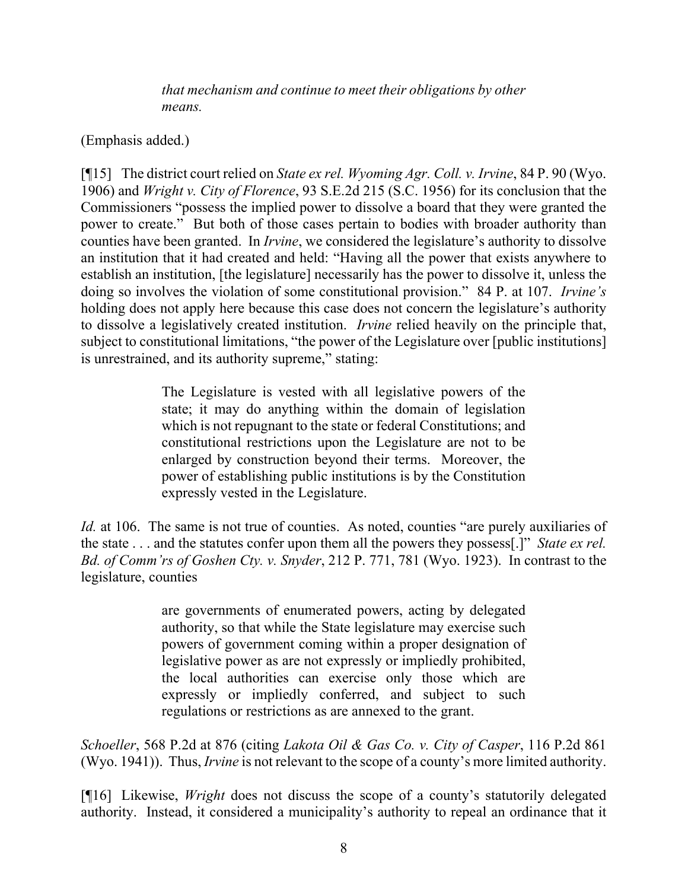> *that mechanism and continue to meet their obligations by other means.*

(Emphasis added.)

[¶15] The district court relied on *State ex rel. Wyoming Agr. Coll. v. Irvine*, 84 P. 90 (Wyo. 1906) and *Wright v. City of Florence*, 93 S.E.2d 215 (S.C. 1956) for its conclusion that the Commissioners "possess the implied power to dissolve a board that they were granted the power to create." But both of those cases pertain to bodies with broader authority than counties have been granted. In *Irvine*, we considered the legislature's authority to dissolve an institution that it had created and held: "Having all the power that exists anywhere to establish an institution, [the legislature] necessarily has the power to dissolve it, unless the doing so involves the violation of some constitutional provision." 84 P. at 107. *Irvine's* holding does not apply here because this case does not concern the legislature's authority to dissolve a legislatively created institution. *Irvine* relied heavily on the principle that, subject to constitutional limitations, "the power of the Legislature over [public institutions] is unrestrained, and its authority supreme," stating:

> The Legislature is vested with all legislative powers of the state; it may do anything within the domain of legislation which is not repugnant to the state or federal Constitutions; and constitutional restrictions upon the Legislature are not to be enlarged by construction beyond their terms. Moreover, the power of establishing public institutions is by the Constitution expressly vested in the Legislature.

*Id.* at 106. The same is not true of counties. As noted, counties "are purely auxiliaries of the state . . . and the statutes confer upon them all the powers they possess[.]" *State ex rel. Bd. of Comm'rs of Goshen Cty. v. Snyder*, 212 P. 771, 781 (Wyo. 1923). In contrast to the legislature, counties

> are governments of enumerated powers, acting by delegated authority, so that while the State legislature may exercise such powers of government coming within a proper designation of legislative power as are not expressly or impliedly prohibited, the local authorities can exercise only those which are expressly or impliedly conferred, and subject to such regulations or restrictions as are annexed to the grant.

*Schoeller*, 568 P.2d at 876 (citing *Lakota Oil & Gas Co. v. City of Casper*, 116 P.2d 861 (Wyo. 1941)). Thus, *Irvine* is not relevant to the scope of a county's more limited authority.

[¶16] Likewise, *Wright* does not discuss the scope of a county's statutorily delegated authority. Instead, it considered a municipality's authority to repeal an ordinance that it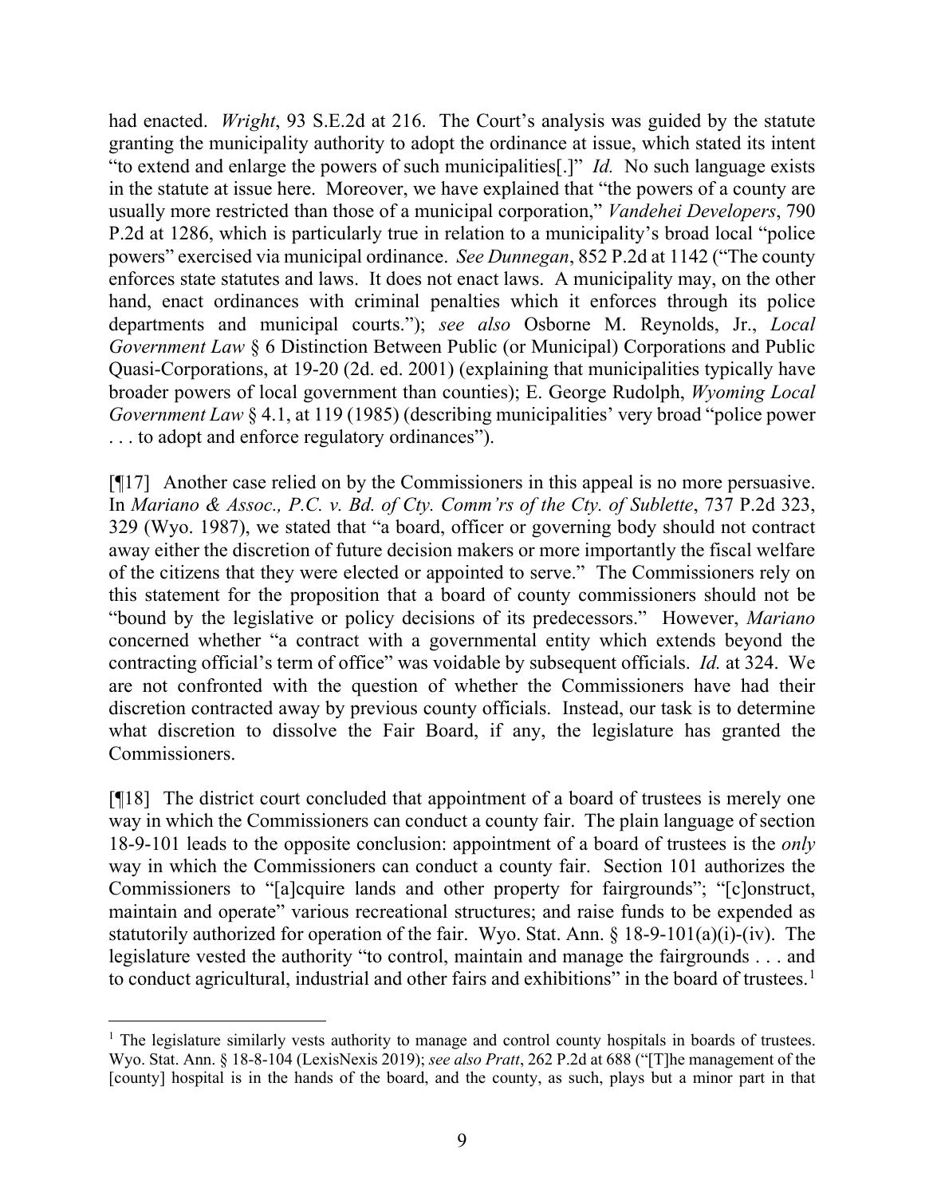had enacted. *Wright*, 93 S.E.2d at 216. The Court's analysis was guided by the statute granting the municipality authority to adopt the ordinance at issue, which stated its intent "to extend and enlarge the powers of such municipalities[.]" *Id.* No such language exists in the statute at issue here. Moreover, we have explained that "the powers of a county are usually more restricted than those of a municipal corporation," *Vandehei Developers*, 790 P.2d at 1286, which is particularly true in relation to a municipality's broad local "police powers" exercised via municipal ordinance. *See Dunnegan*, 852 P.2d at 1142 ("The county enforces state statutes and laws. It does not enact laws. A municipality may, on the other hand, enact ordinances with criminal penalties which it enforces through its police departments and municipal courts."); *see also* Osborne M. Reynolds, Jr., *Local Government Law* § 6 Distinction Between Public (or Municipal) Corporations and Public Quasi-Corporations, at 19-20 (2d. ed. 2001) (explaining that municipalities typically have broader powers of local government than counties); E. George Rudolph, *Wyoming Local Government Law* § 4.1, at 119 (1985) (describing municipalities' very broad "police power . . . to adopt and enforce regulatory ordinances").

[¶17] Another case relied on by the Commissioners in this appeal is no more persuasive. In *Mariano & Assoc., P.C. v. Bd. of Cty. Comm'rs of the Cty. of Sublette*, 737 P.2d 323, 329 (Wyo. 1987), we stated that "a board, officer or governing body should not contract away either the discretion of future decision makers or more importantly the fiscal welfare of the citizens that they were elected or appointed to serve." The Commissioners rely on this statement for the proposition that a board of county commissioners should not be "bound by the legislative or policy decisions of its predecessors." However, *Mariano* concerned whether "a contract with a governmental entity which extends beyond the contracting official's term of office" was voidable by subsequent officials. *Id.* at 324. We are not confronted with the question of whether the Commissioners have had their discretion contracted away by previous county officials. Instead, our task is to determine what discretion to dissolve the Fair Board, if any, the legislature has granted the Commissioners.

[¶18] The district court concluded that appointment of a board of trustees is merely one way in which the Commissioners can conduct a county fair. The plain language of section 18-9-101 leads to the opposite conclusion: appointment of a board of trustees is the *only* way in which the Commissioners can conduct a county fair. Section 101 authorizes the Commissioners to "[a]cquire lands and other property for fairgrounds"; "[c]onstruct, maintain and operate" various recreational structures; and raise funds to be expended as statutorily authorized for operation of the fair. Wyo. Stat. Ann. § 18-9-101(a)(i)-(iv). The legislature vested the authority "to control, maintain and manage the fairgrounds . . . and to conduct agricultural, industrial and other fairs and exhibitions" in the board of trustees.[1]

[1] The legislature similarly vests authority to manage and control county hospitals in boards of trustees. Wyo. Stat. Ann. § 18-8-104 (LexisNexis 2019); *see also Pratt*, 262 P.2d at 688 ("[T]he management of the [county] hospital is in the hands of the board, and the county, as such, plays but a minor part in that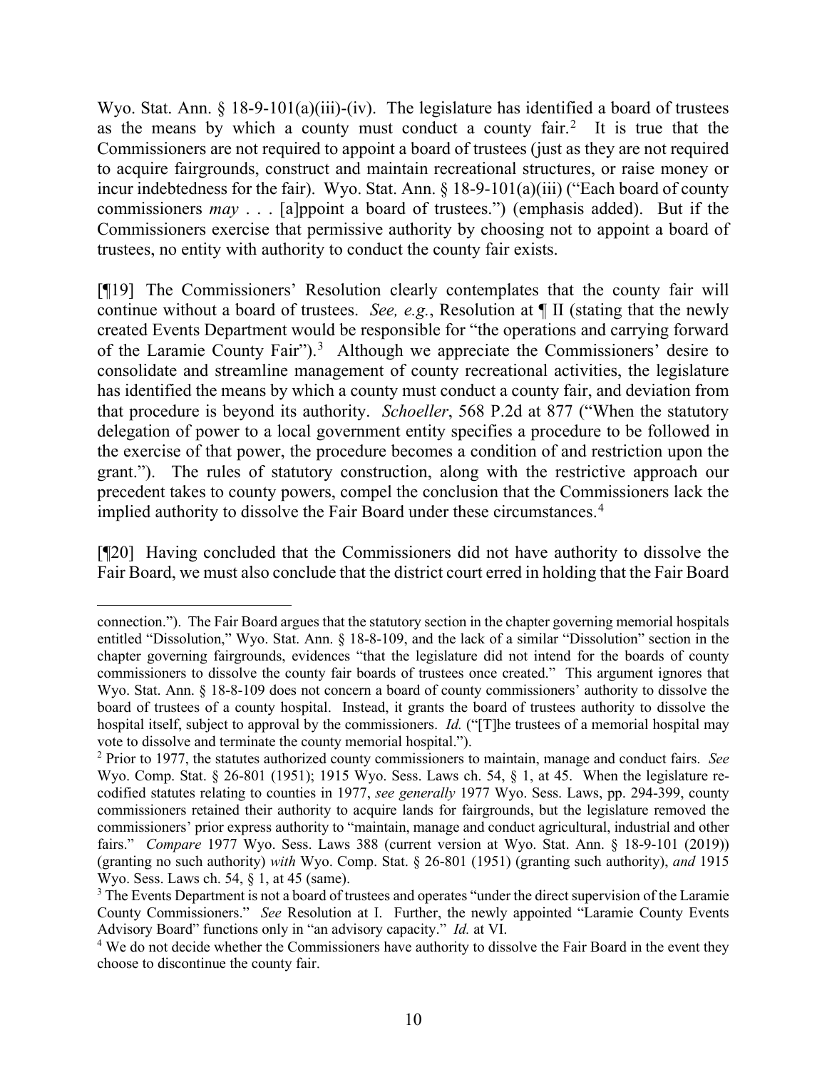Wyo. Stat. Ann. § 18-9-101(a)(iii)-(iv). The legislature has identified a board of trustees as the means by which a county must conduct a county fair.[2] It is true that the Commissioners are not required to appoint a board of trustees (just as they are not required to acquire fairgrounds, construct and maintain recreational structures, or raise money or incur indebtedness for the fair). Wyo. Stat. Ann. § 18-9-101(a)(iii) ("Each board of county commissioners *may* . . . [a]ppoint a board of trustees.") (emphasis added). But if the Commissioners exercise that permissive authority by choosing not to appoint a board of trustees, no entity with authority to conduct the county fair exists.

[¶19] The Commissioners' Resolution clearly contemplates that the county fair will continue without a board of trustees. *See, e.g.*, Resolution at ¶ II (stating that the newly created Events Department would be responsible for "the operations and carrying forward of the Laramie County Fair").[3] Although we appreciate the Commissioners' desire to consolidate and streamline management of county recreational activities, the legislature has identified the means by which a county must conduct a county fair, and deviation from that procedure is beyond its authority. *Schoeller*, 568 P.2d at 877 ("When the statutory delegation of power to a local government entity specifies a procedure to be followed in the exercise of that power, the procedure becomes a condition of and restriction upon the grant."). The rules of statutory construction, along with the restrictive approach our precedent takes to county powers, compel the conclusion that the Commissioners lack the implied authority to dissolve the Fair Board under these circumstances.[4]

[¶20] Having concluded that the Commissioners did not have authority to dissolve the Fair Board, we must also conclude that the district court erred in holding that the Fair Board

---

connection."). The Fair Board argues that the statutory section in the chapter governing memorial hospitals entitled "Dissolution," Wyo. Stat. Ann. § 18-8-109, and the lack of a similar "Dissolution" section in the chapter governing fairgrounds, evidences "that the legislature did not intend for the boards of county commissioners to dissolve the county fair boards of trustees once created." This argument ignores that Wyo. Stat. Ann. § 18-8-109 does not concern a board of county commissioners' authority to dissolve the board of trustees of a county hospital. Instead, it grants the board of trustees authority to dissolve the hospital itself, subject to approval by the commissioners. *Id.* ("[T]he trustees of a memorial hospital may vote to dissolve and terminate the county memorial hospital.").

[2] Prior to 1977, the statutes authorized county commissioners to maintain, manage and conduct fairs. *See* Wyo. Comp. Stat. § 26-801 (1951); 1915 Wyo. Sess. Laws ch. 54, § 1, at 45. When the legislature re-codified statutes relating to counties in 1977, *see generally* 1977 Wyo. Sess. Laws, pp. 294-399, county commissioners retained their authority to acquire lands for fairgrounds, but the legislature removed the commissioners' prior express authority to "maintain, manage and conduct agricultural, industrial and other fairs." *Compare* 1977 Wyo. Sess. Laws 388 (current version at Wyo. Stat. Ann. § 18-9-101 (2019)) (granting no such authority) *with* Wyo. Comp. Stat. § 26-801 (1951) (granting such authority), *and* 1915 Wyo. Sess. Laws ch. 54, § 1, at 45 (same).

[3] The Events Department is not a board of trustees and operates "under the direct supervision of the Laramie County Commissioners." *See* Resolution at I. Further, the newly appointed "Laramie County Events Advisory Board" functions only in "an advisory capacity." *Id.* at VI.

[4] We do not decide whether the Commissioners have authority to dissolve the Fair Board in the event they choose to discontinue the county fair.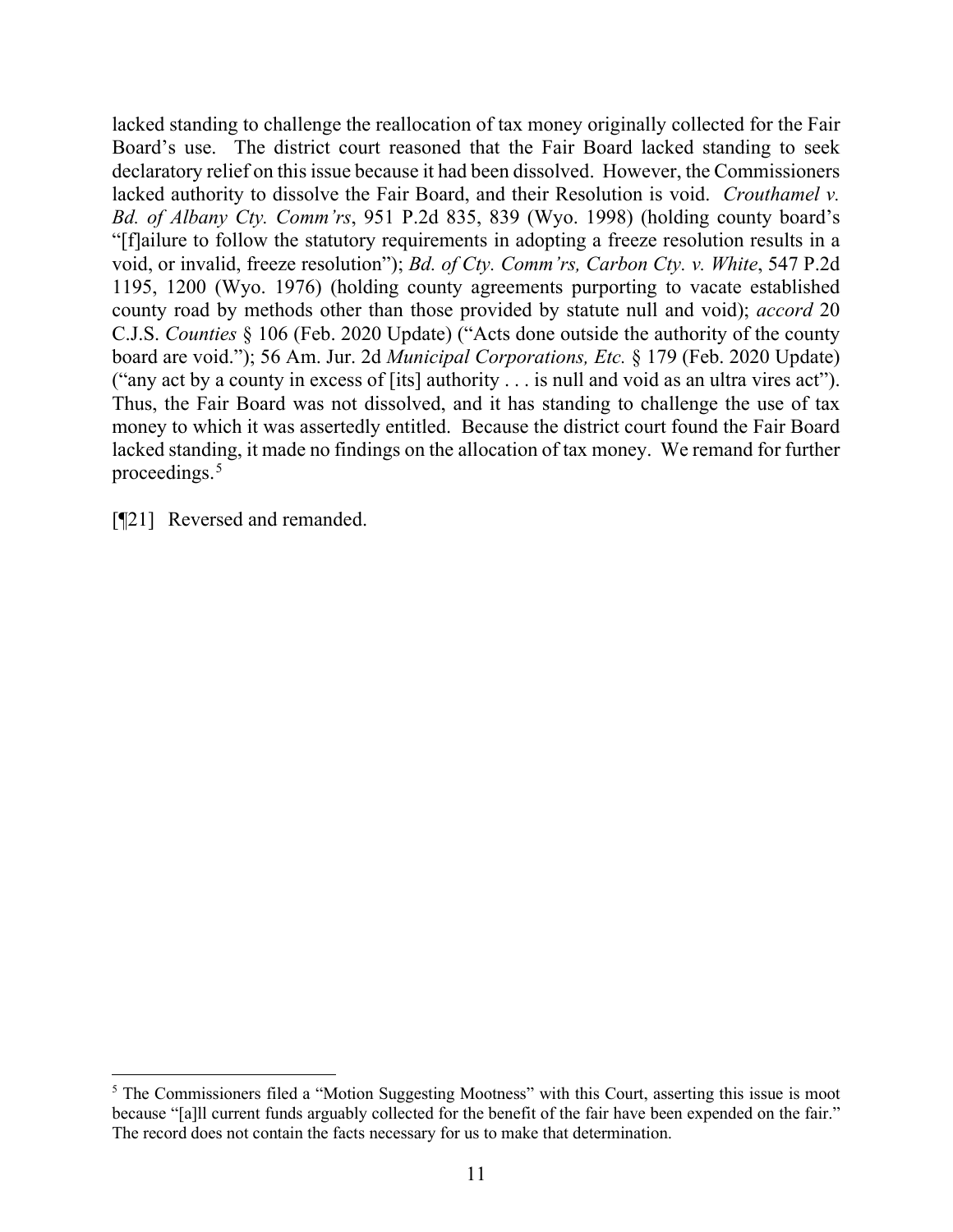lacked standing to challenge the reallocation of tax money originally collected for the Fair Board's use. The district court reasoned that the Fair Board lacked standing to seek declaratory relief on this issue because it had been dissolved. However, the Commissioners lacked authority to dissolve the Fair Board, and their Resolution is void. *Crouthamel v. Bd. of Albany Cty. Comm'rs*, 951 P.2d 835, 839 (Wyo. 1998) (holding county board's "[f]ailure to follow the statutory requirements in adopting a freeze resolution results in a void, or invalid, freeze resolution"); *Bd. of Cty. Comm'rs, Carbon Cty. v. White*, 547 P.2d 1195, 1200 (Wyo. 1976) (holding county agreements purporting to vacate established county road by methods other than those provided by statute null and void); *accord* 20 C.J.S. *Counties* § 106 (Feb. 2020 Update) ("Acts done outside the authority of the county board are void."); 56 Am. Jur. 2d *Municipal Corporations, Etc.* § 179 (Feb. 2020 Update) ("any act by a county in excess of [its] authority . . . is null and void as an ultra vires act"). Thus, the Fair Board was not dissolved, and it has standing to challenge the use of tax money to which it was assertedly entitled. Because the district court found the Fair Board lacked standing, it made no findings on the allocation of tax money. We remand for further proceedings.[5]

[¶21] Reversed and remanded.

---

[5] The Commissioners filed a "Motion Suggesting Mootness" with this Court, asserting this issue is moot because "[a]ll current funds arguably collected for the benefit of the fair have been expended on the fair." The record does not contain the facts necessary for us to make that determination.